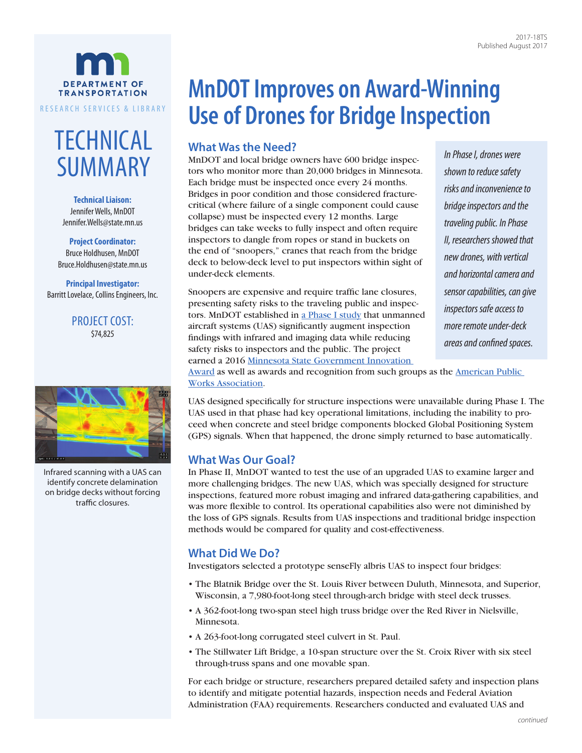2017-18TS
Published August 2017

DEPARTMENT OF TRANSPORTATION

RESEARCH SERVICES & LIBRARY

# TECHNICAL SUMMARY

**Technical Liaison:**
Jennifer Wells, MnDOT
Jennifer.Wells@state.mn.us

**Project Coordinator:**
Bruce Holdhusen, MnDOT
Bruce.Holdhusen@state.mn.us

**Principal Investigator:**
Barritt Lovelace, Collins Engineers, Inc.

PROJECT COST:
$74,825

Infrared scanning with a UAS can identify concrete delamination on bridge decks without forcing traffic closures.

# MnDOT Improves on Award-Winning Use of Drones for Bridge Inspection

*In Phase I, drones were shown to reduce safety risks and inconvenience to bridge inspectors and the traveling public. In Phase II, researchers showed that new drones, with vertical and horizontal camera and sensor capabilities, can give inspectors safe access to more remote under-deck areas and confined spaces.*

## What Was the Need?

MnDOT and local bridge owners have 600 bridge inspectors who monitor more than 20,000 bridges in Minnesota. Each bridge must be inspected once every 24 months. Bridges in poor condition and those considered fracture-critical (where failure of a single component could cause collapse) must be inspected every 12 months. Large bridges can take weeks to fully inspect and often require inspectors to dangle from ropes or stand in buckets on the end of "snoopers," cranes that reach from the bridge deck to below-deck level to put inspectors within sight of under-deck elements.

Snoopers are expensive and require traffic lane closures, presenting safety risks to the traveling public and inspectors. MnDOT established in a Phase I study that unmanned aircraft systems (UAS) significantly augment inspection findings with infrared and imaging data while reducing safety risks to inspectors and the public. The project earned a 2016 Minnesota State Government Innovation Award as well as awards and recognition from such groups as the American Public Works Association.

UAS designed specifically for structure inspections were unavailable during Phase I. The UAS used in that phase had key operational limitations, including the inability to proceed when concrete and steel bridge components blocked Global Positioning System (GPS) signals. When that happened, the drone simply returned to base automatically.

## What Was Our Goal?

In Phase II, MnDOT wanted to test the use of an upgraded UAS to examine larger and more challenging bridges. The new UAS, which was specially designed for structure inspections, featured more robust imaging and infrared data-gathering capabilities, and was more flexible to control. Its operational capabilities also were not diminished by the loss of GPS signals. Results from UAS inspections and traditional bridge inspection methods would be compared for quality and cost-effectiveness.

## What Did We Do?

Investigators selected a prototype senseFly albris UAS to inspect four bridges:

- The Blatnik Bridge over the St. Louis River between Duluth, Minnesota, and Superior, Wisconsin, a 7,980-foot-long steel through-arch bridge with steel deck trusses.
- A 362-foot-long two-span steel high truss bridge over the Red River in Nielsville, Minnesota.
- A 263-foot-long corrugated steel culvert in St. Paul.
- The Stillwater Lift Bridge, a 10-span structure over the St. Croix River with six steel through-truss spans and one movable span.

For each bridge or structure, researchers prepared detailed safety and inspection plans to identify and mitigate potential hazards, inspection needs and Federal Aviation Administration (FAA) requirements. Researchers conducted and evaluated UAS and

*continued*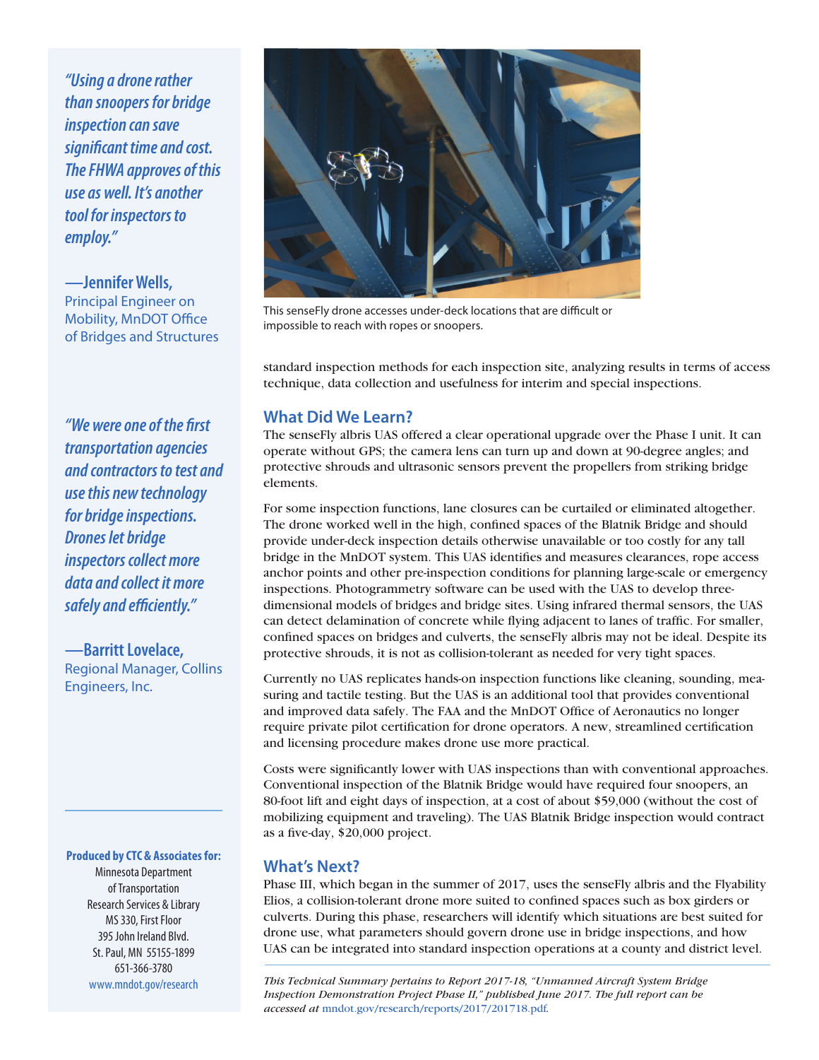*"Using a drone rather than snoopers for bridge inspection can save significant time and cost. The FHWA approves of this use as well. It's another tool for inspectors to employ."*

**—Jennifer Wells,**
Principal Engineer on Mobility, MnDOT Office of Bridges and Structures

*"We were one of the first transportation agencies and contractors to test and use this new technology for bridge inspections. Drones let bridge inspectors collect more data and collect it more safely and efficiently."*

**—Barritt Lovelace,**
Regional Manager, Collins Engineers, Inc.

This senseFly drone accesses under-deck locations that are difficult or impossible to reach with ropes or snoopers.

standard inspection methods for each inspection site, analyzing results in terms of access technique, data collection and usefulness for interim and special inspections.

## What Did We Learn?

The senseFly albris UAS offered a clear operational upgrade over the Phase I unit. It can operate without GPS; the camera lens can turn up and down at 90-degree angles; and protective shrouds and ultrasonic sensors prevent the propellers from striking bridge elements.

For some inspection functions, lane closures can be curtailed or eliminated altogether. The drone worked well in the high, confined spaces of the Blatnik Bridge and should provide under-deck inspection details otherwise unavailable or too costly for any tall bridge in the MnDOT system. This UAS identifies and measures clearances, rope access anchor points and other pre-inspection conditions for planning large-scale or emergency inspections. Photogrammetry software can be used with the UAS to develop three-dimensional models of bridges and bridge sites. Using infrared thermal sensors, the UAS can detect delamination of concrete while flying adjacent to lanes of traffic. For smaller, confined spaces on bridges and culverts, the senseFly albris may not be ideal. Despite its protective shrouds, it is not as collision-tolerant as needed for very tight spaces.

Currently no UAS replicates hands-on inspection functions like cleaning, sounding, measuring and tactile testing. But the UAS is an additional tool that provides conventional and improved data safely. The FAA and the MnDOT Office of Aeronautics no longer require private pilot certification for drone operators. A new, streamlined certification and licensing procedure makes drone use more practical.

Costs were significantly lower with UAS inspections than with conventional approaches. Conventional inspection of the Blatnik Bridge would have required four snoopers, an 80-foot lift and eight days of inspection, at a cost of about $59,000 (without the cost of mobilizing equipment and traveling). The UAS Blatnik Bridge inspection would contract as a five-day, $20,000 project.

## What's Next?

Phase III, which began in the summer of 2017, uses the senseFly albris and the Flyability Elios, a collision-tolerant drone more suited to confined spaces such as box girders or culverts. During this phase, researchers will identify which situations are best suited for drone use, what parameters should govern drone use in bridge inspections, and how UAS can be integrated into standard inspection operations at a county and district level.

*This Technical Summary pertains to Report 2017-18, "Unmanned Aircraft System Bridge Inspection Demonstration Project Phase II," published June 2017. The full report can be accessed at* mndot.gov/research/reports/2017/201718.pdf.

**Produced by CTC & Associates for:**
Minnesota Department of Transportation
Research Services & Library
MS 330, First Floor
395 John Ireland Blvd.
St. Paul, MN 55155-1899
651-366-3780
www.mndot.gov/research